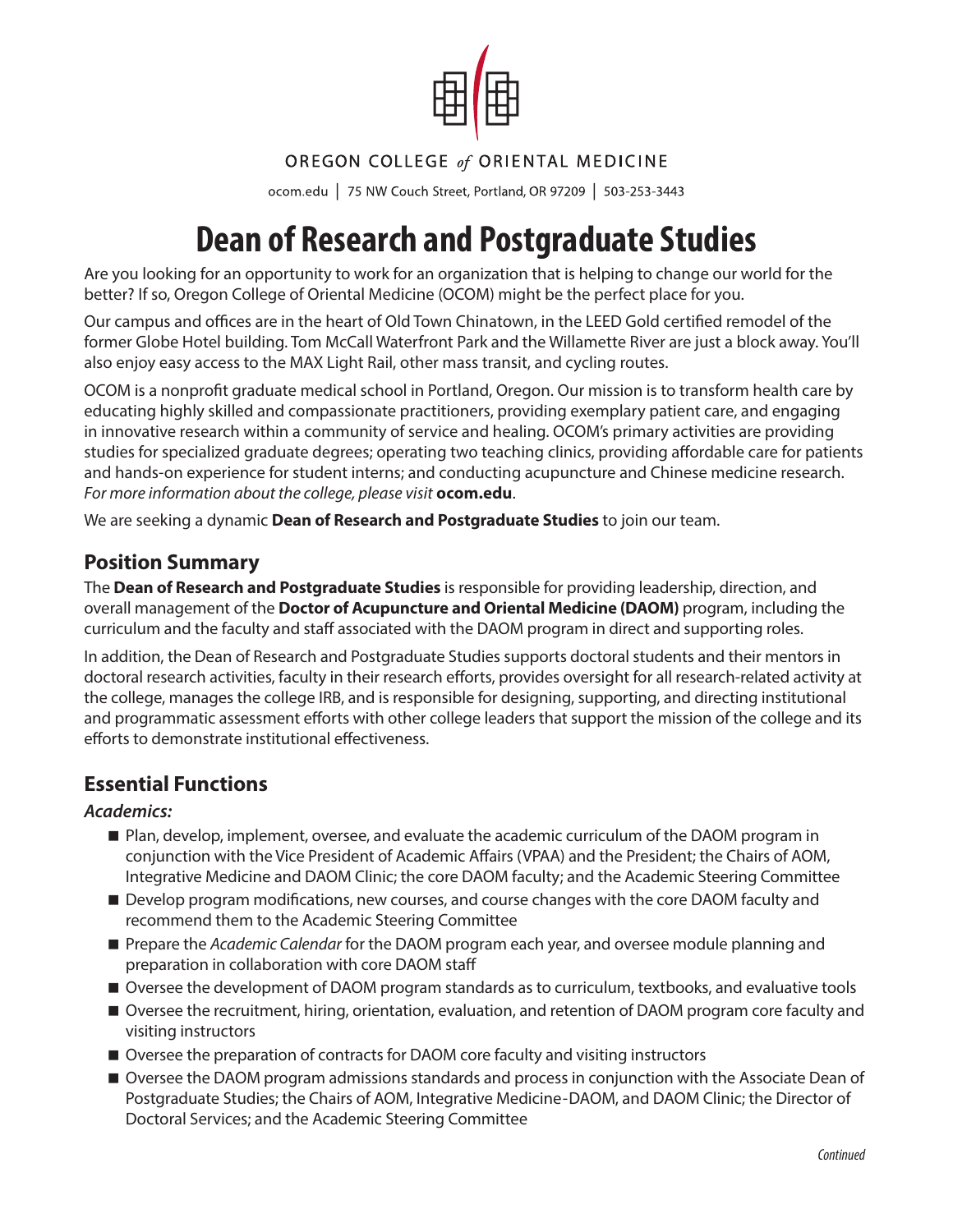OREGON COLLEGE *of* ORIENTAL MEDICINE

ocom.edu | 75 NW Couch Street, Portland, OR 97209 | 503-253-3443

# Dean of Research and Postgraduate Studies

Are you looking for an opportunity to work for an organization that is helping to change our world for the better? If so, Oregon College of Oriental Medicine (OCOM) might be the perfect place for you.

Our campus and offices are in the heart of Old Town Chinatown, in the LEED Gold certified remodel of the former Globe Hotel building. Tom McCall Waterfront Park and the Willamette River are just a block away. You'll also enjoy easy access to the MAX Light Rail, other mass transit, and cycling routes.

OCOM is a nonprofit graduate medical school in Portland, Oregon. Our mission is to transform health care by educating highly skilled and compassionate practitioners, providing exemplary patient care, and engaging in innovative research within a community of service and healing. OCOM's primary activities are providing studies for specialized graduate degrees; operating two teaching clinics, providing affordable care for patients and hands-on experience for student interns; and conducting acupuncture and Chinese medicine research. *For more information about the college, please visit* **ocom.edu**.

We are seeking a dynamic **Dean of Research and Postgraduate Studies** to join our team.

## Position Summary

The **Dean of Research and Postgraduate Studies** is responsible for providing leadership, direction, and overall management of the **Doctor of Acupuncture and Oriental Medicine (DAOM)** program, including the curriculum and the faculty and staff associated with the DAOM program in direct and supporting roles.

In addition, the Dean of Research and Postgraduate Studies supports doctoral students and their mentors in doctoral research activities, faculty in their research efforts, provides oversight for all research-related activity at the college, manages the college IRB, and is responsible for designing, supporting, and directing institutional and programmatic assessment efforts with other college leaders that support the mission of the college and its efforts to demonstrate institutional effectiveness.

## Essential Functions

### *Academics:*

- Plan, develop, implement, oversee, and evaluate the academic curriculum of the DAOM program in conjunction with the Vice President of Academic Affairs (VPAA) and the President; the Chairs of AOM, Integrative Medicine and DAOM Clinic; the core DAOM faculty; and the Academic Steering Committee
- Develop program modifications, new courses, and course changes with the core DAOM faculty and recommend them to the Academic Steering Committee
- Prepare the *Academic Calendar* for the DAOM program each year, and oversee module planning and preparation in collaboration with core DAOM staff
- Oversee the development of DAOM program standards as to curriculum, textbooks, and evaluative tools
- Oversee the recruitment, hiring, orientation, evaluation, and retention of DAOM program core faculty and visiting instructors
- Oversee the preparation of contracts for DAOM core faculty and visiting instructors
- Oversee the DAOM program admissions standards and process in conjunction with the Associate Dean of Postgraduate Studies; the Chairs of AOM, Integrative Medicine-DAOM, and DAOM Clinic; the Director of Doctoral Services; and the Academic Steering Committee

*Continued*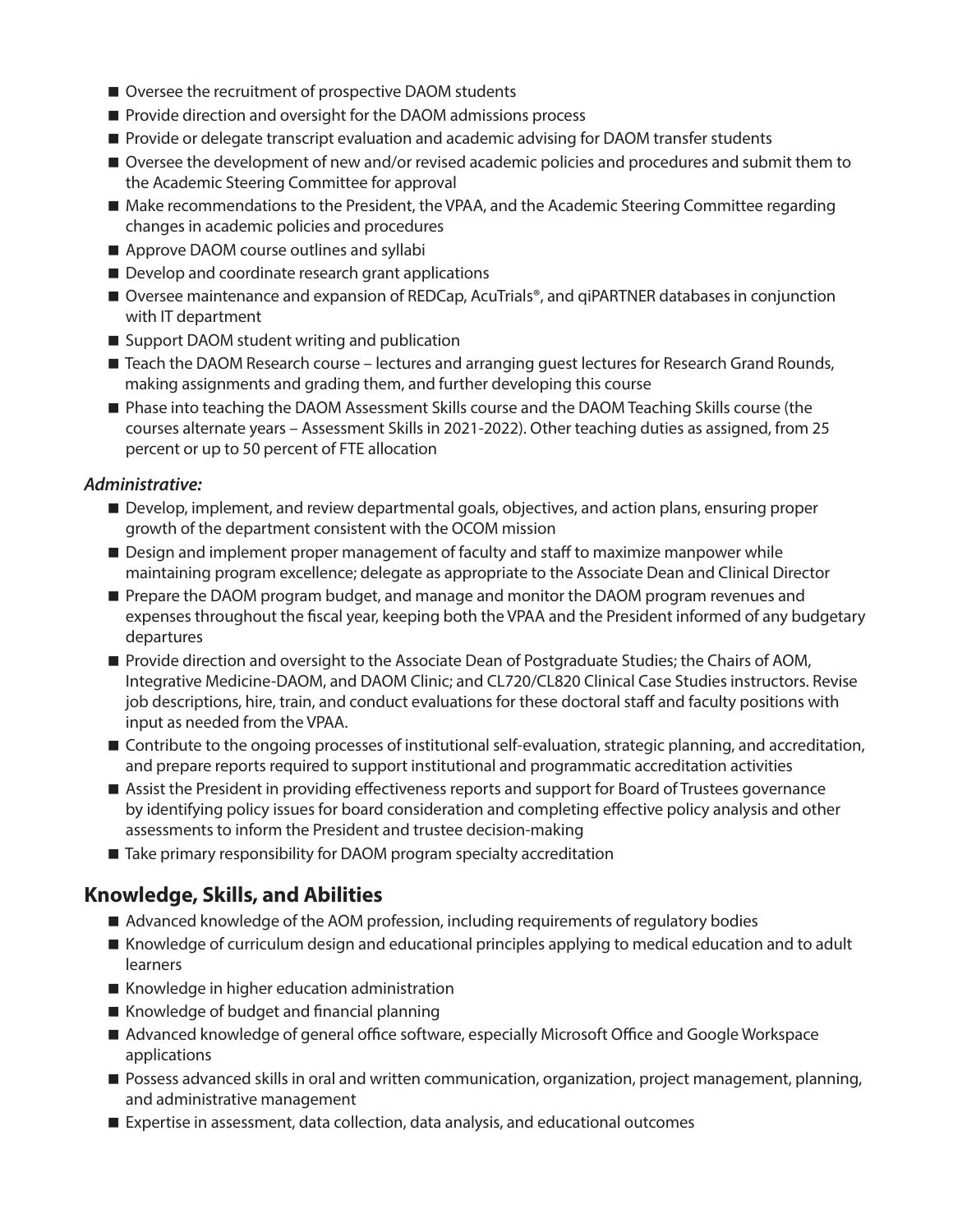- Oversee the recruitment of prospective DAOM students
- Provide direction and oversight for the DAOM admissions process
- Provide or delegate transcript evaluation and academic advising for DAOM transfer students
- Oversee the development of new and/or revised academic policies and procedures and submit them to the Academic Steering Committee for approval
- Make recommendations to the President, the VPAA, and the Academic Steering Committee regarding changes in academic policies and procedures
- Approve DAOM course outlines and syllabi
- Develop and coordinate research grant applications
- Oversee maintenance and expansion of REDCap, AcuTrials®, and qiPARTNER databases in conjunction with IT department
- Support DAOM student writing and publication
- Teach the DAOM Research course – lectures and arranging guest lectures for Research Grand Rounds, making assignments and grading them, and further developing this course
- Phase into teaching the DAOM Assessment Skills course and the DAOM Teaching Skills course (the courses alternate years – Assessment Skills in 2021-2022). Other teaching duties as assigned, from 25 percent or up to 50 percent of FTE allocation

***Administrative:***

- Develop, implement, and review departmental goals, objectives, and action plans, ensuring proper growth of the department consistent with the OCOM mission
- Design and implement proper management of faculty and staff to maximize manpower while maintaining program excellence; delegate as appropriate to the Associate Dean and Clinical Director
- Prepare the DAOM program budget, and manage and monitor the DAOM program revenues and expenses throughout the fiscal year, keeping both the VPAA and the President informed of any budgetary departures
- Provide direction and oversight to the Associate Dean of Postgraduate Studies; the Chairs of AOM, Integrative Medicine-DAOM, and DAOM Clinic; and CL720/CL820 Clinical Case Studies instructors. Revise job descriptions, hire, train, and conduct evaluations for these doctoral staff and faculty positions with input as needed from the VPAA.
- Contribute to the ongoing processes of institutional self-evaluation, strategic planning, and accreditation, and prepare reports required to support institutional and programmatic accreditation activities
- Assist the President in providing effectiveness reports and support for Board of Trustees governance by identifying policy issues for board consideration and completing effective policy analysis and other assessments to inform the President and trustee decision-making
- Take primary responsibility for DAOM program specialty accreditation

## Knowledge, Skills, and Abilities

- Advanced knowledge of the AOM profession, including requirements of regulatory bodies
- Knowledge of curriculum design and educational principles applying to medical education and to adult learners
- Knowledge in higher education administration
- Knowledge of budget and financial planning
- Advanced knowledge of general office software, especially Microsoft Office and Google Workspace applications
- Possess advanced skills in oral and written communication, organization, project management, planning, and administrative management
- Expertise in assessment, data collection, data analysis, and educational outcomes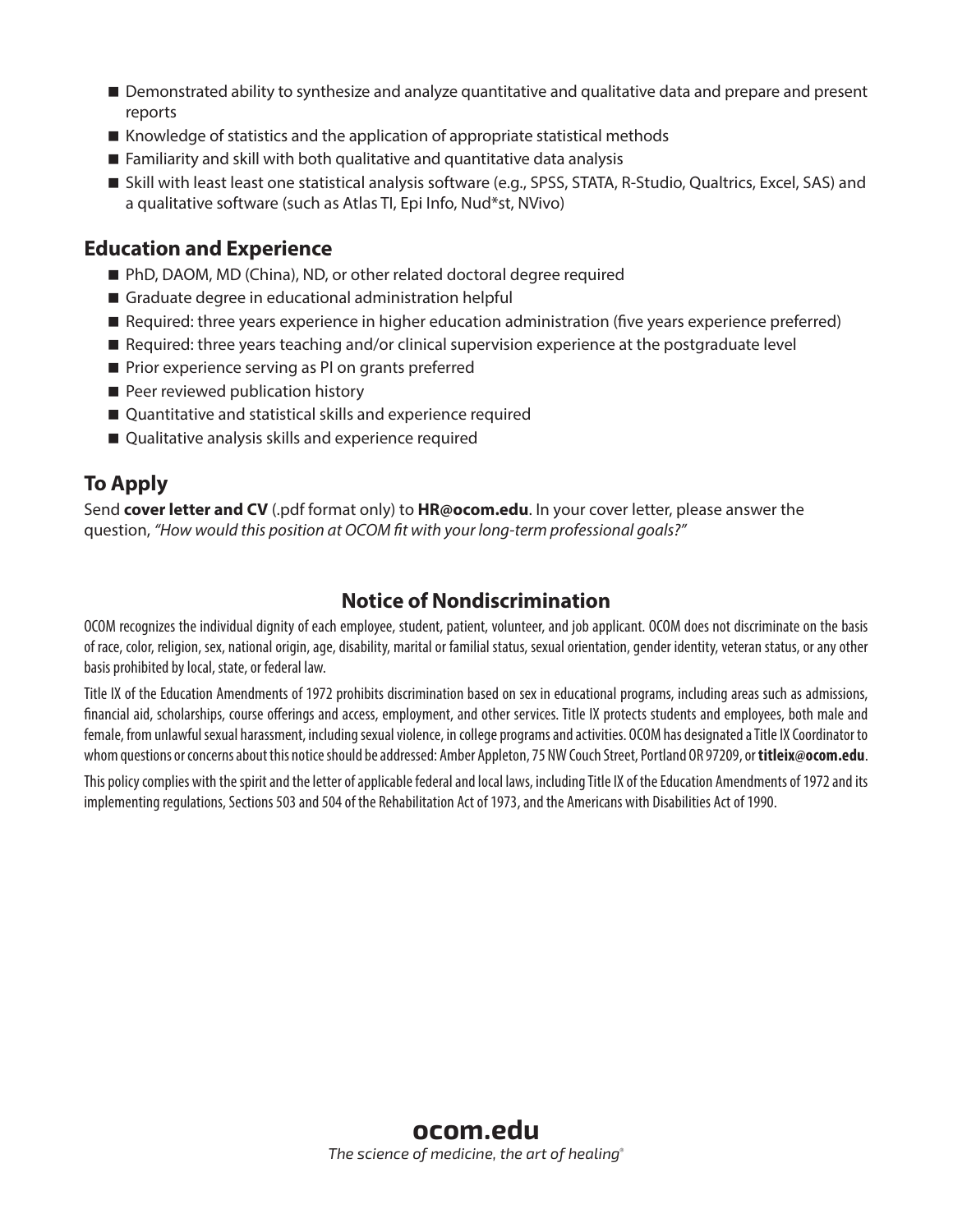- Demonstrated ability to synthesize and analyze quantitative and qualitative data and prepare and present reports
- Knowledge of statistics and the application of appropriate statistical methods
- Familiarity and skill with both qualitative and quantitative data analysis
- Skill with least least one statistical analysis software (e.g., SPSS, STATA, R-Studio, Qualtrics, Excel, SAS) and a qualitative software (such as Atlas TI, Epi Info, Nud*st, NVivo)

## Education and Experience

- PhD, DAOM, MD (China), ND, or other related doctoral degree required
- Graduate degree in educational administration helpful
- Required: three years experience in higher education administration (five years experience preferred)
- Required: three years teaching and/or clinical supervision experience at the postgraduate level
- Prior experience serving as PI on grants preferred
- Peer reviewed publication history
- Quantitative and statistical skills and experience required
- Qualitative analysis skills and experience required

## To Apply

Send **cover letter and CV** (.pdf format only) to **HR@ocom.edu**. In your cover letter, please answer the question, *"How would this position at OCOM fit with your long-term professional goals?"*

## Notice of Nondiscrimination

OCOM recognizes the individual dignity of each employee, student, patient, volunteer, and job applicant. OCOM does not discriminate on the basis of race, color, religion, sex, national origin, age, disability, marital or familial status, sexual orientation, gender identity, veteran status, or any other basis prohibited by local, state, or federal law.

Title IX of the Education Amendments of 1972 prohibits discrimination based on sex in educational programs, including areas such as admissions, financial aid, scholarships, course offerings and access, employment, and other services. Title IX protects students and employees, both male and female, from unlawful sexual harassment, including sexual violence, in college programs and activities. OCOM has designated a Title IX Coordinator to whom questions or concerns about this notice should be addressed: Amber Appleton, 75 NW Couch Street, Portland OR 97209, or **titleix@ocom.edu**.

This policy complies with the spirit and the letter of applicable federal and local laws, including Title IX of the Education Amendments of 1972 and its implementing regulations, Sections 503 and 504 of the Rehabilitation Act of 1973, and the Americans with Disabilities Act of 1990.

**ocom.edu**

*The science of medicine, the art of healing®*